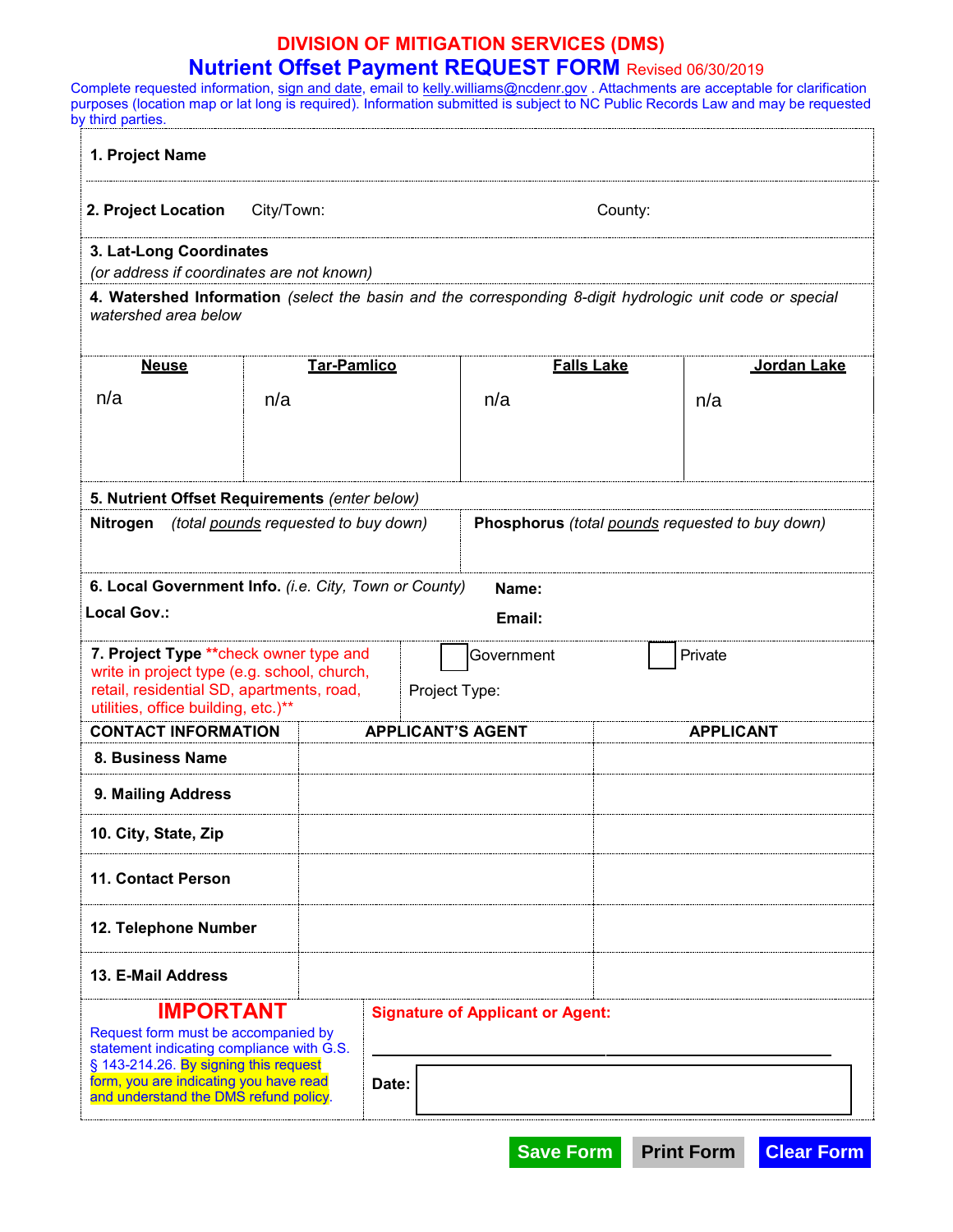# DIVISION OF MITIGATION SERVICES (DMS)

## Nutrient Offset Payment REQUEST FORM Revised 06/30/2019

Complete requested information, sign and date, email to kelly.williams@ncdenr.gov . Attachments are acceptable for clarification purposes (location map or lat long is required). Information submitted is subject to NC Public Records Law and may be requested by third parties.

**1. Project Name**

**2. Project Location** City/Town: County:

**3. Lat-Long Coordinates**
*(or address if coordinates are not known)*

**4. Watershed Information** *(select the basin and the corresponding 8-digit hydrologic unit code or special watershed area below*

| Neuse | Tar-Pamlico | Falls Lake | Jordan Lake |
|---|---|---|---|
| n/a | n/a | n/a | n/a |

**5. Nutrient Offset Requirements** *(enter below)*

| **Nitrogen** *(total pounds requested to buy down)* | **Phosphorus** *(total pounds requested to buy down)* |
|---|---|
| | |

**6. Local Government Info.** *(i.e. City, Town or County)*

**Local Gov.:**

**Name:**

**Email:**

**7. Project Type** **check owner type and write in project type (e.g. school, church, retail, residential SD, apartments, road, utilities, office building, etc.)**

☐ Government ☐ Private

Project Type:

| CONTACT INFORMATION | APPLICANT'S AGENT | APPLICANT |
|---|---|---|
| **8. Business Name** | | |
| **9. Mailing Address** | | |
| **10. City, State, Zip** | | |
| **11. Contact Person** | | |
| **12. Telephone Number** | | |
| **13. E-Mail Address** | | |

**IMPORTANT**

Request form must be accompanied by statement indicating compliance with G.S. § 143-214.26. By signing this request form, you are indicating you have read and understand the DMS refund policy.

**Signature of Applicant or Agent:** ______________________________

**Date:**

Save Form | Print Form | Clear Form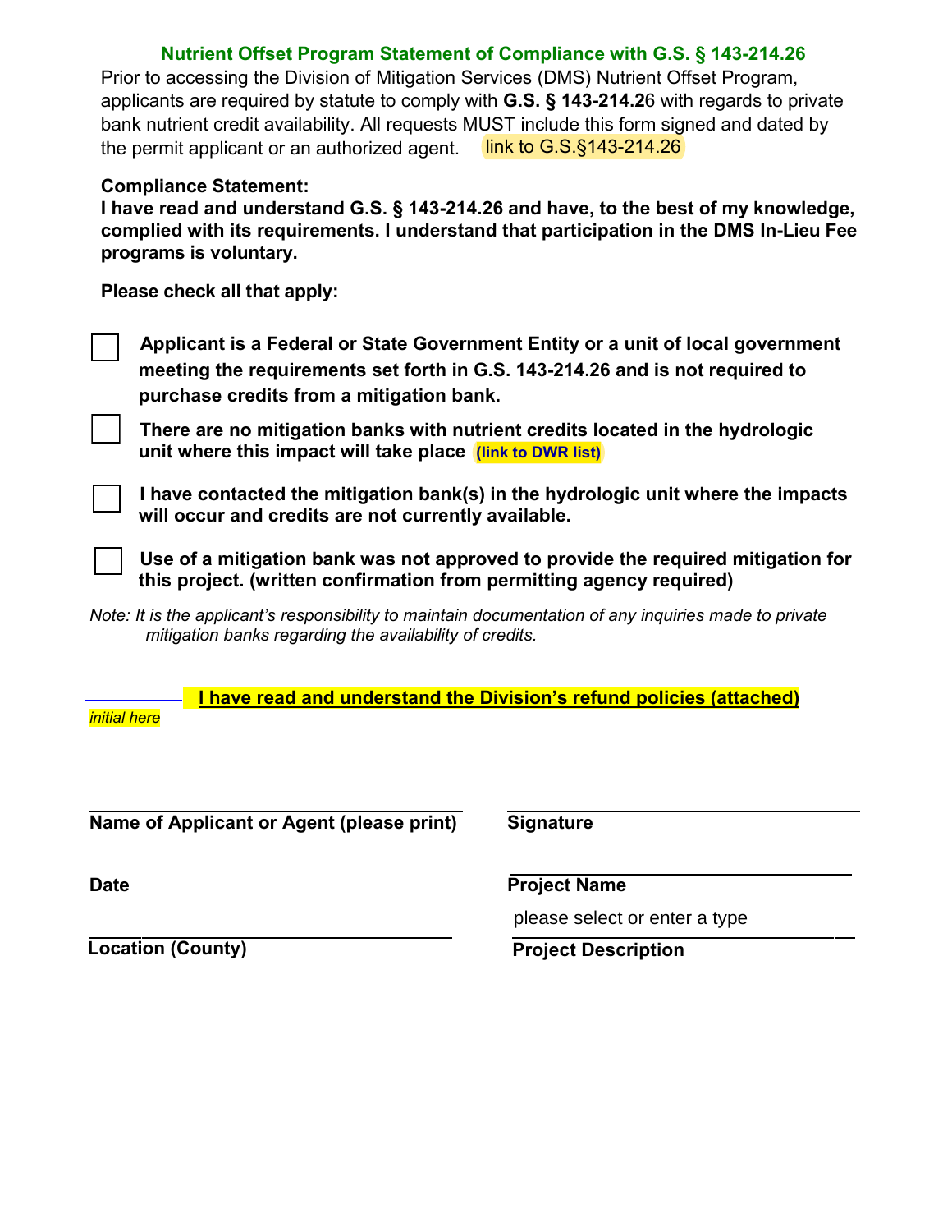## Nutrient Offset Program Statement of Compliance with G.S. § 143-214.26

Prior to accessing the Division of Mitigation Services (DMS) Nutrient Offset Program, applicants are required by statute to comply with **G.S. § 143-214.2**6 with regards to private bank nutrient credit availability. All requests MUST include this form signed and dated by the permit applicant or an authorized agent. link to G.S.§143-214.26

**Compliance Statement:**
**I have read and understand G.S. § 143-214.26 and have, to the best of my knowledge, complied with its requirements. I understand that participation in the DMS In-Lieu Fee programs is voluntary.**

**Please check all that apply:**

- ☐ **Applicant is a Federal or State Government Entity or a unit of local government meeting the requirements set forth in G.S. 143-214.26 and is not required to purchase credits from a mitigation bank.**
- ☐ **There are no mitigation banks with nutrient credits located in the hydrologic unit where this impact will take place** **(link to DWR list)**
- ☐ **I have contacted the mitigation bank(s) in the hydrologic unit where the impacts will occur and credits are not currently available.**
- ☐ **Use of a mitigation bank was not approved to provide the required mitigation for this project. (written confirmation from permitting agency required)**

*Note: It is the applicant's responsibility to maintain documentation of any inquiries made to private mitigation banks regarding the availability of credits.*

_________ **I have read and understand the Division's refund policies (attached)**
*initial here*

| | |
|---|---|
| **Name of Applicant or Agent (please print)** | **Signature** |
| **Date** | **Project Name** |
| **Location (County)** | please select or enter a type<br>**Project Description** |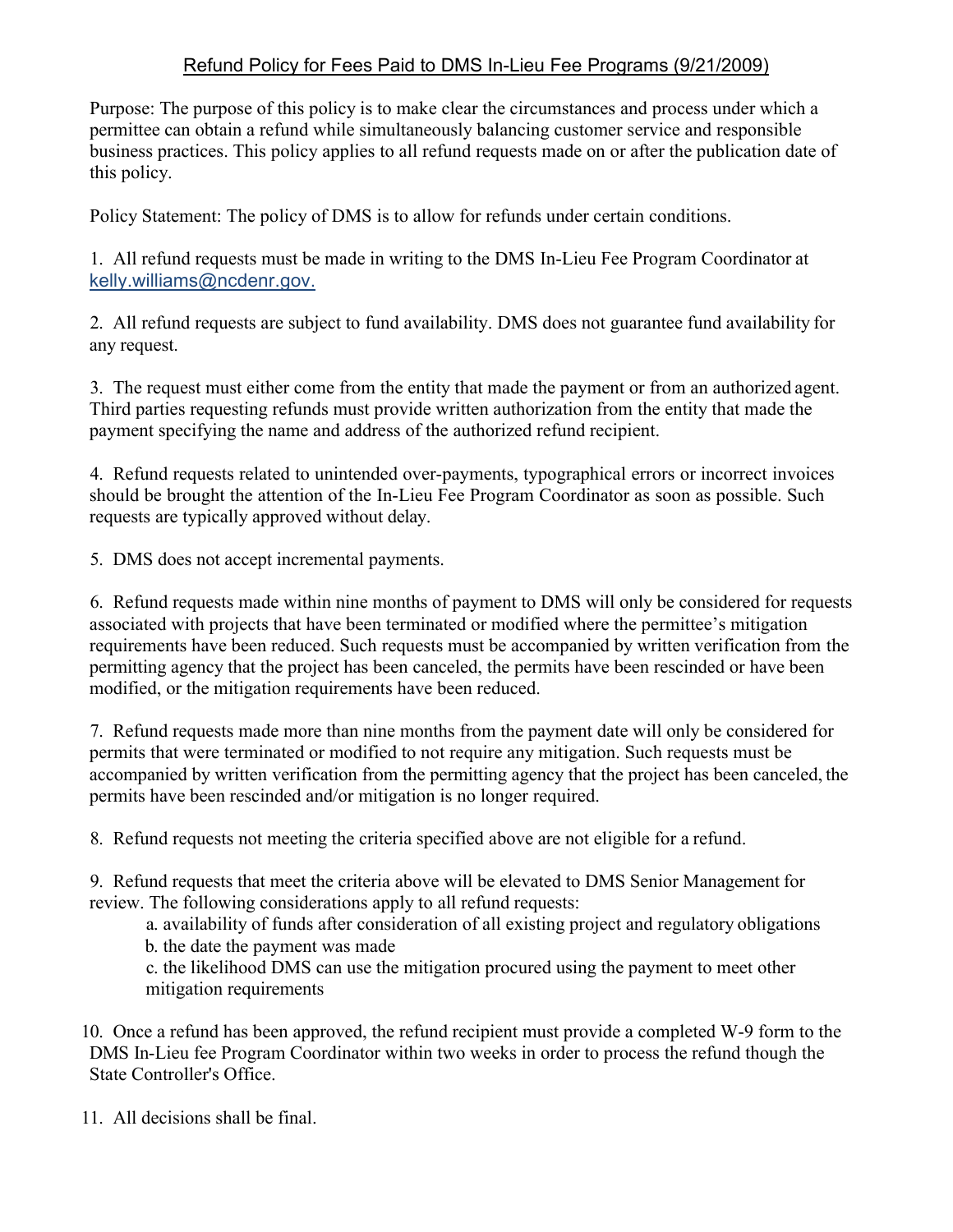## Refund Policy for Fees Paid to DMS In-Lieu Fee Programs (9/21/2009)

Purpose: The purpose of this policy is to make clear the circumstances and process under which a permittee can obtain a refund while simultaneously balancing customer service and responsible business practices. This policy applies to all refund requests made on or after the publication date of this policy.

Policy Statement: The policy of DMS is to allow for refunds under certain conditions.

1. All refund requests must be made in writing to the DMS In-Lieu Fee Program Coordinator at kelly.williams@ncdenr.gov.

2. All refund requests are subject to fund availability. DMS does not guarantee fund availability for any request.

3. The request must either come from the entity that made the payment or from an authorized agent. Third parties requesting refunds must provide written authorization from the entity that made the payment specifying the name and address of the authorized refund recipient.

4. Refund requests related to unintended over-payments, typographical errors or incorrect invoices should be brought the attention of the In-Lieu Fee Program Coordinator as soon as possible. Such requests are typically approved without delay.

5. DMS does not accept incremental payments.

6. Refund requests made within nine months of payment to DMS will only be considered for requests associated with projects that have been terminated or modified where the permittee's mitigation requirements have been reduced. Such requests must be accompanied by written verification from the permitting agency that the project has been canceled, the permits have been rescinded or have been modified, or the mitigation requirements have been reduced.

7. Refund requests made more than nine months from the payment date will only be considered for permits that were terminated or modified to not require any mitigation. Such requests must be accompanied by written verification from the permitting agency that the project has been canceled, the permits have been rescinded and/or mitigation is no longer required.

8. Refund requests not meeting the criteria specified above are not eligible for a refund.

9. Refund requests that meet the criteria above will be elevated to DMS Senior Management for review. The following considerations apply to all refund requests:
   a. availability of funds after consideration of all existing project and regulatory obligations
   b. the date the payment was made
   c. the likelihood DMS can use the mitigation procured using the payment to meet other mitigation requirements

10. Once a refund has been approved, the refund recipient must provide a completed W-9 form to the DMS In-Lieu fee Program Coordinator within two weeks in order to process the refund though the State Controller's Office.

11. All decisions shall be final.